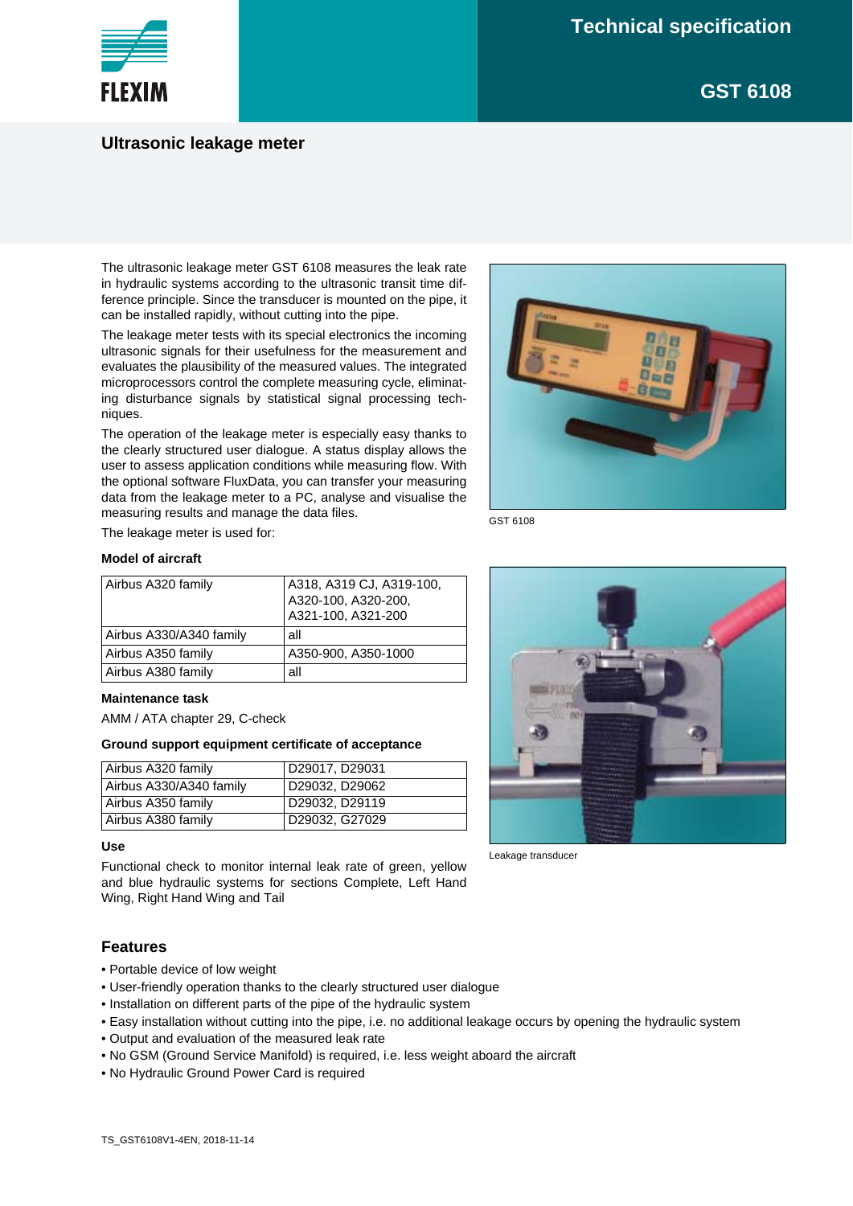# Technical specification

## GST 6108

## Ultrasonic leakage meter

The ultrasonic leakage meter GST 6108 measures the leak rate in hydraulic systems according to the ultrasonic transit time difference principle. Since the transducer is mounted on the pipe, it can be installed rapidly, without cutting into the pipe.

The leakage meter tests with its special electronics the incoming ultrasonic signals for their usefulness for the measurement and evaluates the plausibility of the measured values. The integrated microprocessors control the complete measuring cycle, eliminating disturbance signals by statistical signal processing techniques.

The operation of the leakage meter is especially easy thanks to the clearly structured user dialogue. A status display allows the user to assess application conditions while measuring flow. With the optional software FluxData, you can transfer your measuring data from the leakage meter to a PC, analyse and visualise the measuring results and manage the data files.

The leakage meter is used for:

GST 6108

Leakage transducer

**Model of aircraft**

| | |
|---|---|
| Airbus A320 family | A318, A319 CJ, A319-100, A320-100, A320-200, A321-100, A321-200 |
| Airbus A330/A340 family | all |
| Airbus A350 family | A350-900, A350-1000 |
| Airbus A380 family | all |

**Maintenance task**

AMM / ATA chapter 29, C-check

**Ground support equipment certificate of acceptance**

| | |
|---|---|
| Airbus A320 family | D29017, D29031 |
| Airbus A330/A340 family | D29032, D29062 |
| Airbus A350 family | D29032, D29119 |
| Airbus A380 family | D29032, G27029 |

**Use**

Functional check to monitor internal leak rate of green, yellow and blue hydraulic systems for sections Complete, Left Hand Wing, Right Hand Wing and Tail

## Features

- Portable device of low weight
- User-friendly operation thanks to the clearly structured user dialogue
- Installation on different parts of the pipe of the hydraulic system
- Easy installation without cutting into the pipe, i.e. no additional leakage occurs by opening the hydraulic system
- Output and evaluation of the measured leak rate
- No GSM (Ground Service Manifold) is required, i.e. less weight aboard the aircraft
- No Hydraulic Ground Power Card is required

TS_GST6108V1-4EN, 2018-11-14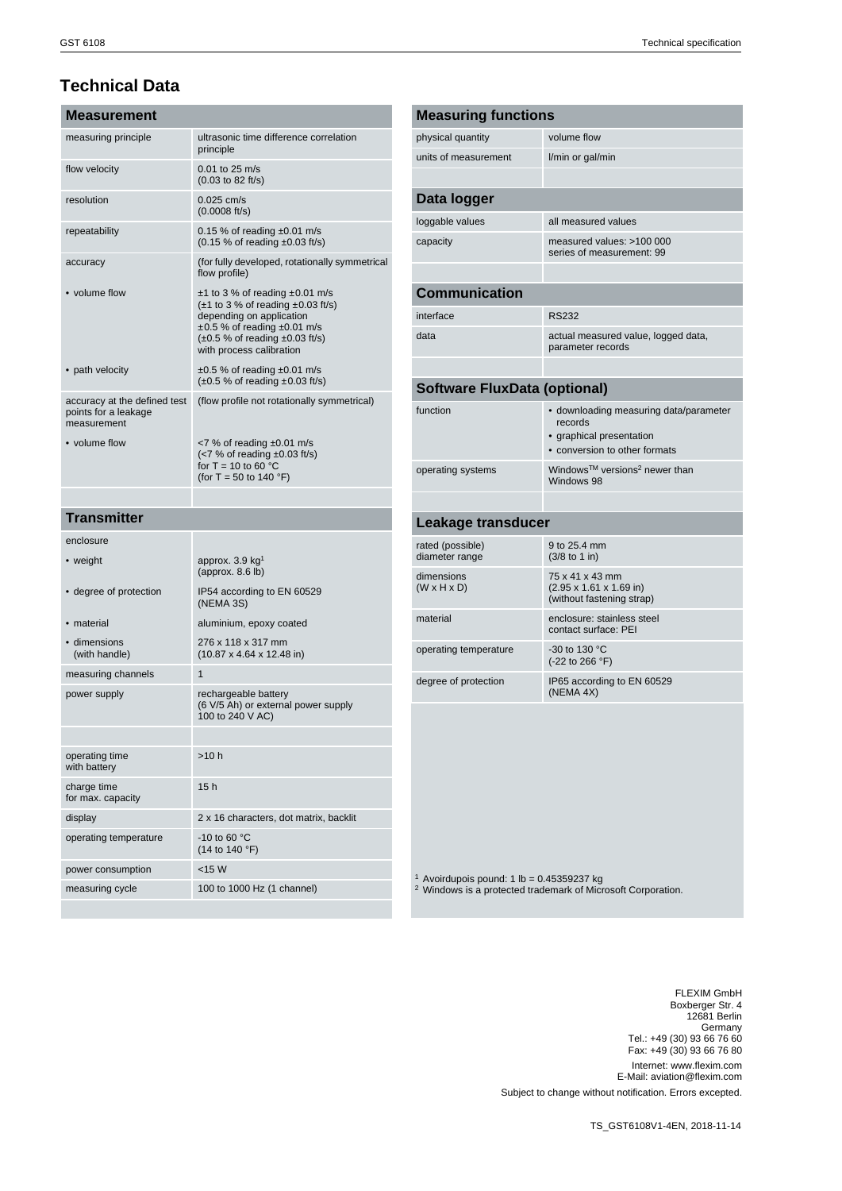# Technical Data

| Measurement | |
|---|---|
| measuring principle | ultrasonic time difference correlation principle |
| flow velocity | 0.01 to 25 m/s (0.03 to 82 ft/s) |
| resolution | 0.025 cm/s (0.0008 ft/s) |
| repeatability | 0.15 % of reading ±0.01 m/s (0.15 % of reading ±0.03 ft/s) |
| accuracy | (for fully developed, rotationally symmetrical flow profile) |
| • volume flow | ±1 to 3 % of reading ±0.01 m/s (±1 to 3 % of reading ±0.03 ft/s) depending on application<br>±0.5 % of reading ±0.01 m/s (±0.5 % of reading ±0.03 ft/s) with process calibration |
| • path velocity | ±0.5 % of reading ±0.01 m/s (±0.5 % of reading ±0.03 ft/s) |
| accuracy at the defined test points for a leakage measurement | (flow profile not rotationally symmetrical) |
| • volume flow | <7 % of reading ±0.01 m/s (<7 % of reading ±0.03 ft/s) for T = 10 to 60 °C (for T = 50 to 140 °F) |

| Transmitter | |
|---|---|
| enclosure | |
| • weight | approx. 3.9 kg[1] (approx. 8.6 lb) |
| • degree of protection | IP54 according to EN 60529 (NEMA 3S) |
| • material | aluminium, epoxy coated |
| • dimensions (with handle) | 276 x 118 x 317 mm (10.87 x 4.64 x 12.48 in) |
| measuring channels | 1 |
| power supply | rechargeable battery (6 V/5 Ah) or external power supply 100 to 240 V AC) |
| operating time with battery | >10 h |
| charge time for max. capacity | 15 h |
| display | 2 x 16 characters, dot matrix, backlit |
| operating temperature | -10 to 60 °C (14 to 140 °F) |
| power consumption | <15 W |
| measuring cycle | 100 to 1000 Hz (1 channel) |

| Measuring functions | |
|---|---|
| physical quantity | volume flow |
| units of measurement | l/min or gal/min |

| Data logger | |
|---|---|
| loggable values | all measured values |
| capacity | measured values: >100 000<br>series of measurement: 99 |

| Communication | |
|---|---|
| interface | RS232 |
| data | actual measured value, logged data, parameter records |

| Software FluxData (optional) | |
|---|---|
| function | • downloading measuring data/parameter records<br>• graphical presentation<br>• conversion to other formats |
| operating systems | Windows™ versions[2] newer than Windows 98 |

| Leakage transducer | |
|---|---|
| rated (possible) diameter range | 9 to 25.4 mm (3/8 to 1 in) |
| dimensions (W x H x D) | 75 x 41 x 43 mm (2.95 x 1.61 x 1.69 in) (without fastening strap) |
| material | enclosure: stainless steel<br>contact surface: PEI |
| operating temperature | -30 to 130 °C (-22 to 266 °F) |
| degree of protection | IP65 according to EN 60529 (NEMA 4X) |

[1] Avoirdupois pound: 1 lb = 0.45359237 kg
[2] Windows is a protected trademark of Microsoft Corporation.

FLEXIM GmbH
Boxberger Str. 4
12681 Berlin
Germany
Tel.: +49 (30) 93 66 76 60
Fax: +49 (30) 93 66 76 80

Internet: www.flexim.com
E-Mail: aviation@flexim.com

Subject to change without notification. Errors excepted.

TS_GST6108V1-4EN, 2018-11-14